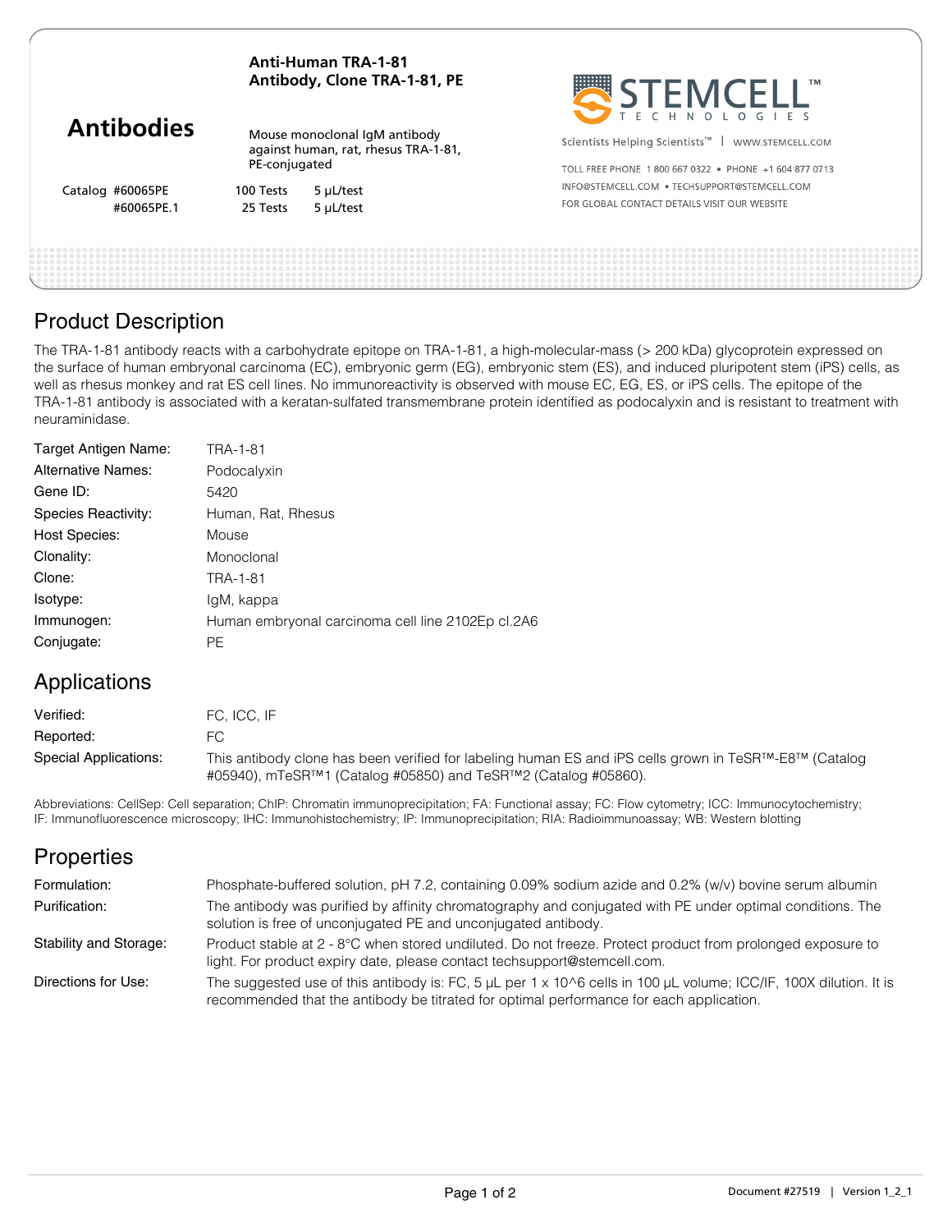# Anti-Human TRA-1-81 Antibody, Clone TRA-1-81, PE

## Antibodies

Mouse monoclonal IgM antibody against human, rat, rhesus TRA-1-81, PE-conjugated

| Catalog | | |
|---|---|---|
| #60065PE | 100 Tests | 5 µL/test |
| #60065PE.1 | 25 Tests | 5 µL/test |

STEMCELL™ TECHNOLOGIES

Scientists Helping Scientists™ | WWW.STEMCELL.COM

TOLL FREE PHONE 1 800 667 0322 • PHONE +1 604 877 0713

INFO@STEMCELL.COM • TECHSUPPORT@STEMCELL.COM

FOR GLOBAL CONTACT DETAILS VISIT OUR WEBSITE

## Product Description

The TRA-1-81 antibody reacts with a carbohydrate epitope on TRA-1-81, a high-molecular-mass (> 200 kDa) glycoprotein expressed on the surface of human embryonal carcinoma (EC), embryonic germ (EG), embryonic stem (ES), and induced pluripotent stem (iPS) cells, as well as rhesus monkey and rat ES cell lines. No immunoreactivity is observed with mouse EC, EG, ES, or iPS cells. The epitope of the TRA-1-81 antibody is associated with a keratan-sulfated transmembrane protein identified as podocalyxin and is resistant to treatment with neuraminidase.

| | |
|---|---|
| Target Antigen Name: | TRA-1-81 |
| Alternative Names: | Podocalyxin |
| Gene ID: | 5420 |
| Species Reactivity: | Human, Rat, Rhesus |
| Host Species: | Mouse |
| Clonality: | Monoclonal |
| Clone: | TRA-1-81 |
| Isotype: | IgM, kappa |
| Immunogen: | Human embryonal carcinoma cell line 2102Ep cl.2A6 |
| Conjugate: | PE |

## Applications

| | |
|---|---|
| Verified: | FC, ICC, IF |
| Reported: | FC |
| Special Applications: | This antibody clone has been verified for labeling human ES and iPS cells grown in TeSR™-E8™ (Catalog #05940), mTeSR™1 (Catalog #05850) and TeSR™2 (Catalog #05860). |

Abbreviations: CellSep: Cell separation; ChIP: Chromatin immunoprecipitation; FA: Functional assay; FC: Flow cytometry; ICC: Immunocytochemistry; IF: Immunofluorescence microscopy; IHC: Immunohistochemistry; IP: Immunoprecipitation; RIA: Radioimmunoassay; WB: Western blotting

## Properties

| | |
|---|---|
| Formulation: | Phosphate-buffered solution, pH 7.2, containing 0.09% sodium azide and 0.2% (w/v) bovine serum albumin |
| Purification: | The antibody was purified by affinity chromatography and conjugated with PE under optimal conditions. The solution is free of unconjugated PE and unconjugated antibody. |
| Stability and Storage: | Product stable at 2 - 8°C when stored undiluted. Do not freeze. Protect product from prolonged exposure to light. For product expiry date, please contact techsupport@stemcell.com. |
| Directions for Use: | The suggested use of this antibody is: FC, 5 µL per 1 x 10^6 cells in 100 µL volume; ICC/IF, 100X dilution. It is recommended that the antibody be titrated for optimal performance for each application. |

Document #27519 | Version 1_2_1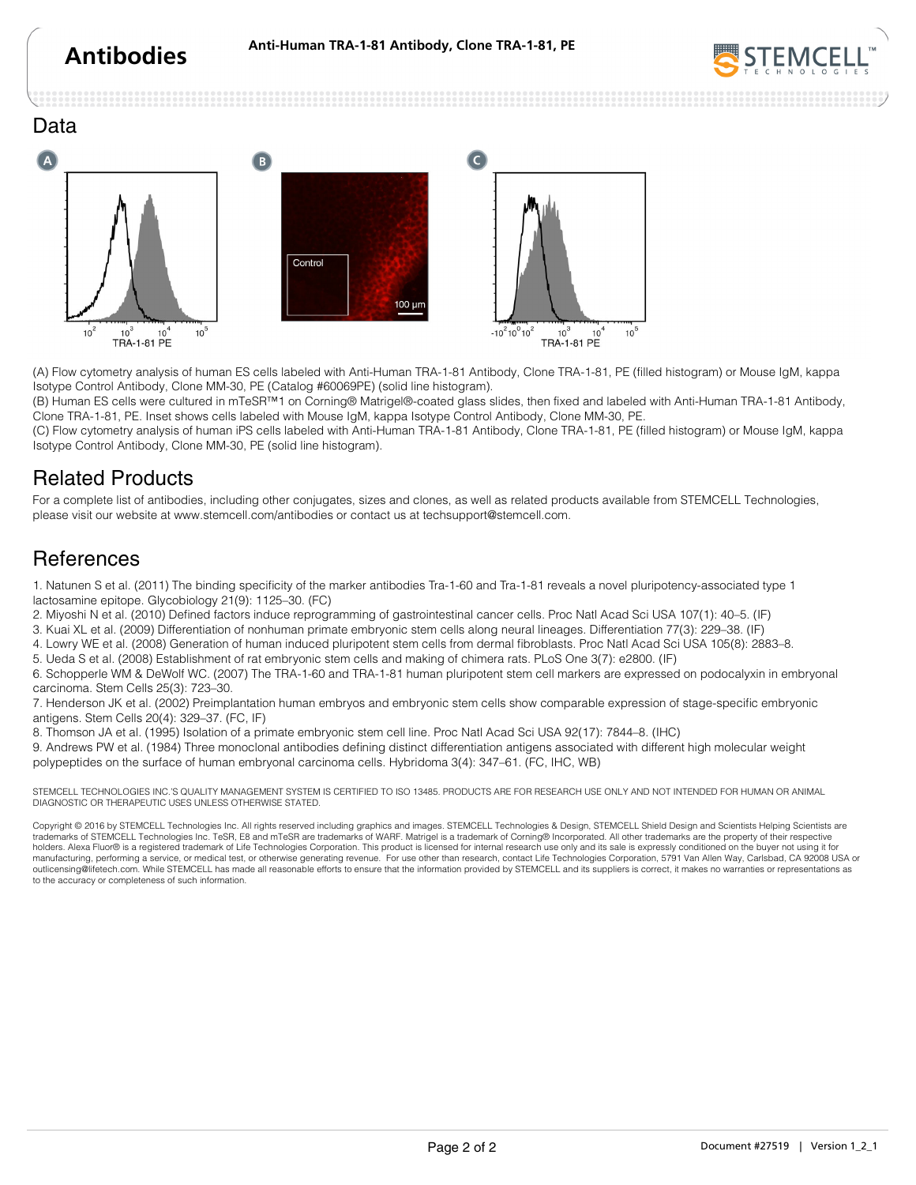## Data

A

$10^2$ $10^3$ $10^4$ $10^5$

TRA-1-81 PE

B

Control

100 µm

C

$-10^2$ $10^0$ $10^2$ $10^3$ $10^4$ $10^5$

TRA-1-81 PE

(A) Flow cytometry analysis of human ES cells labeled with Anti-Human TRA-1-81 Antibody, Clone TRA-1-81, PE (filled histogram) or Mouse IgM, kappa Isotype Control Antibody, Clone MM-30, PE (Catalog #60069PE) (solid line histogram).
(B) Human ES cells were cultured in mTeSR™1 on Corning® Matrigel®-coated glass slides, then fixed and labeled with Anti-Human TRA-1-81 Antibody, Clone TRA-1-81, PE. Inset shows cells labeled with Mouse IgM, kappa Isotype Control Antibody, Clone MM-30, PE.
(C) Flow cytometry analysis of human iPS cells labeled with Anti-Human TRA-1-81 Antibody, Clone TRA-1-81, PE (filled histogram) or Mouse IgM, kappa Isotype Control Antibody, Clone MM-30, PE (solid line histogram).

## Related Products

For a complete list of antibodies, including other conjugates, sizes and clones, as well as related products available from STEMCELL Technologies, please visit our website at www.stemcell.com/antibodies or contact us at techsupport@stemcell.com.

## References

1. Natunen S et al. (2011) The binding specificity of the marker antibodies Tra-1-60 and Tra-1-81 reveals a novel pluripotency-associated type 1 lactosamine epitope. Glycobiology 21(9): 1125–30. (FC)
2. Miyoshi N et al. (2010) Defined factors induce reprogramming of gastrointestinal cancer cells. Proc Natl Acad Sci USA 107(1): 40–5. (IF)
3. Kuai XL et al. (2009) Differentiation of nonhuman primate embryonic stem cells along neural lineages. Differentiation 77(3): 229–38. (IF)
4. Lowry WE et al. (2008) Generation of human induced pluripotent stem cells from dermal fibroblasts. Proc Natl Acad Sci USA 105(8): 2883–8.
5. Ueda S et al. (2008) Establishment of rat embryonic stem cells and making of chimera rats. PLoS One 3(7): e2800. (IF)
6. Schopperle WM & DeWolf WC. (2007) The TRA-1-60 and TRA-1-81 human pluripotent stem cell markers are expressed on podocalyxin in embryonal carcinoma. Stem Cells 25(3): 723–30.
7. Henderson JK et al. (2002) Preimplantation human embryos and embryonic stem cells show comparable expression of stage-specific embryonic antigens. Stem Cells 20(4): 329–37. (FC, IF)
8. Thomson JA et al. (1995) Isolation of a primate embryonic stem cell line. Proc Natl Acad Sci USA 92(17): 7844–8. (IHC)
9. Andrews PW et al. (1984) Three monoclonal antibodies defining distinct differentiation antigens associated with different high molecular weight polypeptides on the surface of human embryonal carcinoma cells. Hybridoma 3(4): 347–61. (FC, IHC, WB)

STEMCELL TECHNOLOGIES INC.'S QUALITY MANAGEMENT SYSTEM IS CERTIFIED TO ISO 13485. PRODUCTS ARE FOR RESEARCH USE ONLY AND NOT INTENDED FOR HUMAN OR ANIMAL DIAGNOSTIC OR THERAPEUTIC USES UNLESS OTHERWISE STATED.

Copyright © 2016 by STEMCELL Technologies Inc. All rights reserved including graphics and images. STEMCELL Technologies & Design, STEMCELL Shield Design and Scientists Helping Scientists are trademarks of STEMCELL Technologies Inc. TeSR, E8 and mTeSR are trademarks of WARF. Matrigel is a trademark of Corning® Incorporated. All other trademarks are the property of their respective holders. Alexa Fluor® is a registered trademark of Life Technologies Corporation. This product is licensed for internal research use only and its sale is expressly conditioned on the buyer not using it for manufacturing, performing a service, or medical test, or otherwise generating revenue. For use other than research, contact Life Technologies Corporation, 5791 Van Allen Way, Carlsbad, CA 92008 USA or outlicensing@lifetech.com. While STEMCELL has made all reasonable efforts to ensure that the information provided by STEMCELL and its suppliers is correct, it makes no warranties or representations as to the accuracy or completeness of such information.